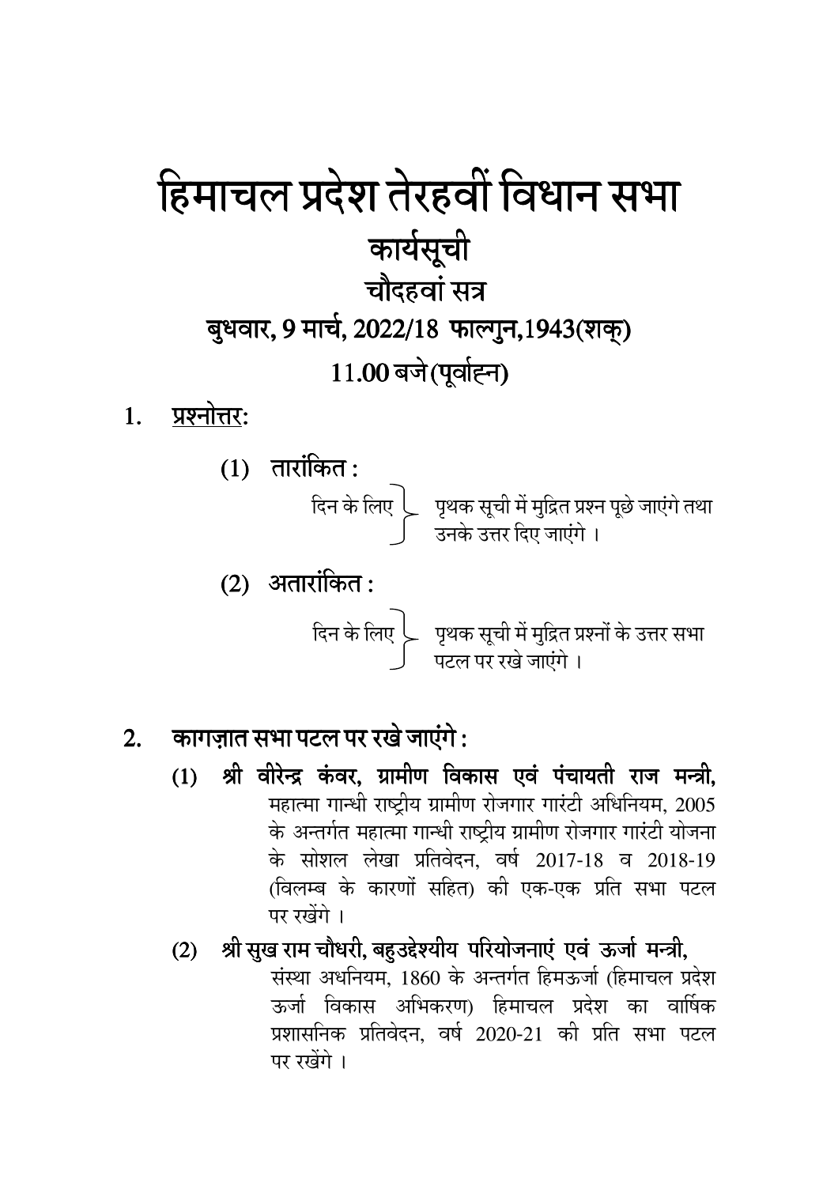# हिमाचल प्रदेश तेरहवीं विधान सभा

## कार्यसूची

## चौदहवां सत्र

## बुधवार, 9 मार्च, 2022/18 फाल्गुन,1943(शक्)

## 11.00 बजे (पूर्वाह्न)

1. <u>प्रश्नोत्तर</u>:

   (1) **तारांकित :**

   दिन के लिए } पृथक सूची में मुद्रित प्रश्न पूछे जाएंगे तथा उनके उत्तर दिए जाएंगे ।

   (2) **अतारांकित :**

   दिन के लिए } पृथक सूची में मुद्रित प्रश्नों के उत्तर सभा पटल पर रखे जाएंगे ।

2. **कागज़ात सभा पटल पर रखे जाएंगे :**

   (1) **श्री वीरेन्द्र कंवर, ग्रामीण विकास एवं पंचायती राज मन्त्री,** महात्मा गान्धी राष्ट्रीय ग्रामीण रोजगार गारंटी अधिनियम, 2005 के अन्तर्गत महात्मा गान्धी राष्ट्रीय ग्रामीण रोजगार गारंटी योजना के सोशल लेखा प्रतिवेदन, वर्ष 2017-18 व 2018-19 (विलम्ब के कारणों सहित) की एक-एक प्रति सभा पटल पर रखेंगे ।

   (2) **श्री सुख राम चौधरी, बहुउद्देश्यीय परियोजनाएं एवं ऊर्जा मन्त्री,** संस्था अधिनियम, 1860 के अन्तर्गत हिमऊर्जा (हिमाचल प्रदेश ऊर्जा विकास अभिकरण) हिमाचल प्रदेश का वार्षिक प्रशासनिक प्रतिवेदन, वर्ष 2020-21 की प्रति सभा पटल पर रखेंगे ।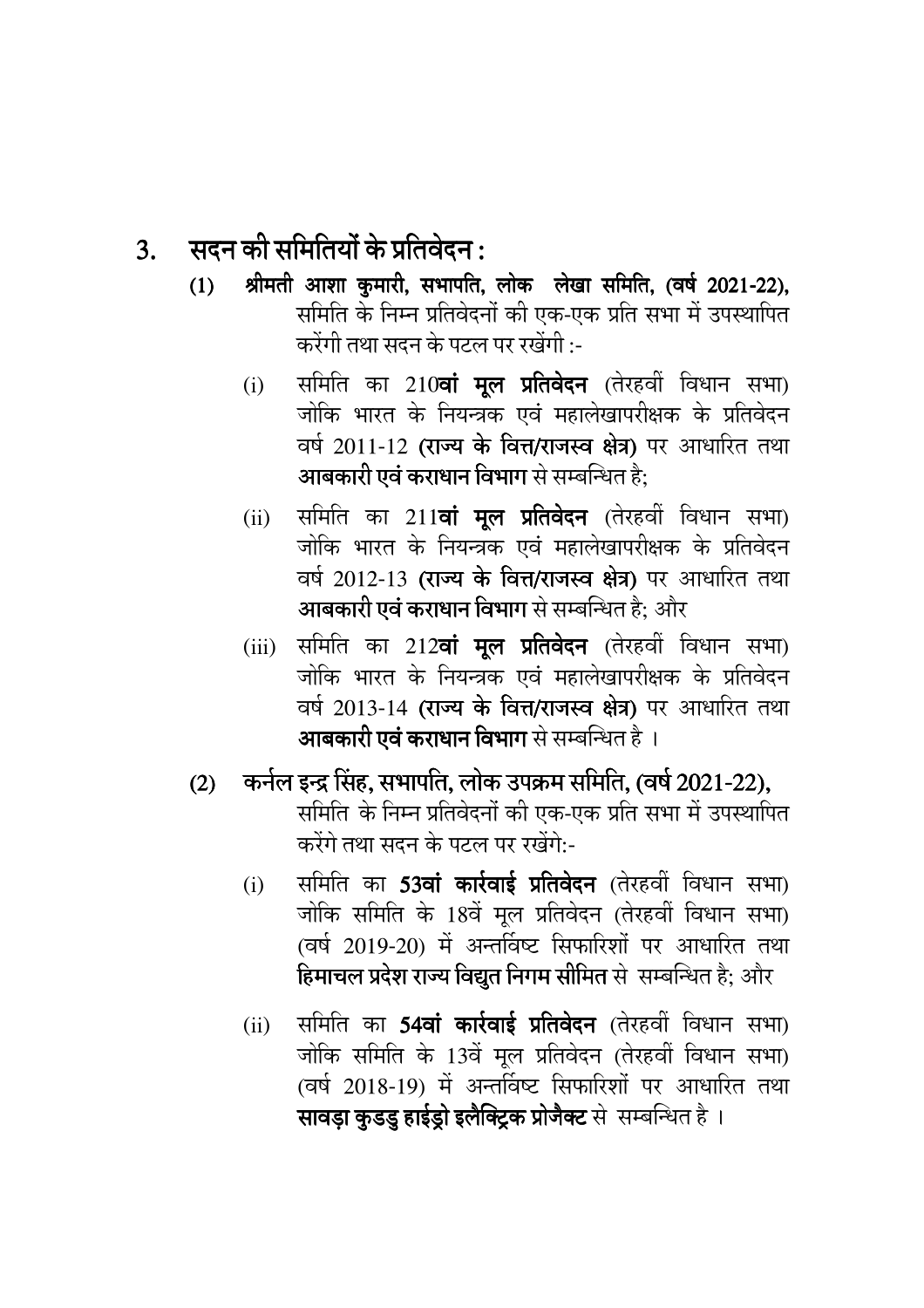## 3. सदन की समितियों के प्रतिवेदन :

(1) **श्रीमती आशा कुमारी, सभापति, लोक लेखा समिति, (वर्ष 2021-22),** समिति के निम्न प्रतिवेदनों की एक-एक प्रति सभा में उपस्थापित करेंगी तथा सदन के पटल पर रखेंगी :-

(i) समिति का 210**वां मूल प्रतिवेदन** (तेरहवीं विधान सभा) जोकि भारत के नियन्त्रक एवं महालेखापरीक्षक के प्रतिवेदन वर्ष 2011-12 **(राज्य के वित्त/राजस्व क्षेत्र)** पर आधारित तथा **आबकारी एवं कराधान विभाग** से सम्बन्धित है;

(ii) समिति का 211**वां मूल प्रतिवेदन** (तेरहवीं विधान सभा) जोकि भारत के नियन्त्रक एवं महालेखापरीक्षक के प्रतिवेदन वर्ष 2012-13 **(राज्य के वित्त/राजस्व क्षेत्र)** पर आधारित तथा **आबकारी एवं कराधान विभाग** से सम्बन्धित है; और

(iii) समिति का 212**वां मूल प्रतिवेदन** (तेरहवीं विधान सभा) जोकि भारत के नियन्त्रक एवं महालेखापरीक्षक के प्रतिवेदन वर्ष 2013-14 **(राज्य के वित्त/राजस्व क्षेत्र)** पर आधारित तथा **आबकारी एवं कराधान विभाग** से सम्बन्धित है ।

(2) **कर्नल इन्द्र सिंह, सभापति, लोक उपक्रम समिति, (वर्ष 2021-22),** समिति के निम्न प्रतिवेदनों की एक-एक प्रति सभा में उपस्थापित करेंगे तथा सदन के पटल पर रखेंगे:-

(i) समिति का **53वां कार्रवाई प्रतिवेदन** (तेरहवीं विधान सभा) जोकि समिति के 18वें मूल प्रतिवेदन (तेरहवीं विधान सभा) (वर्ष 2019-20) में अन्तर्विष्ट सिफारिशों पर आधारित तथा **हिमाचल प्रदेश राज्य विद्युत निगम सीमित** से सम्बन्धित है; और

(ii) समिति का **54वां कार्रवाई प्रतिवेदन** (तेरहवीं विधान सभा) जोकि समिति के 13वें मूल प्रतिवेदन (तेरहवीं विधान सभा) (वर्ष 2018-19) में अन्तर्विष्ट सिफारिशों पर आधारित तथा **सावड़ा कुडडु हाईड्रो इलैक्ट्रिक प्रोजैक्ट** से सम्बन्धित है ।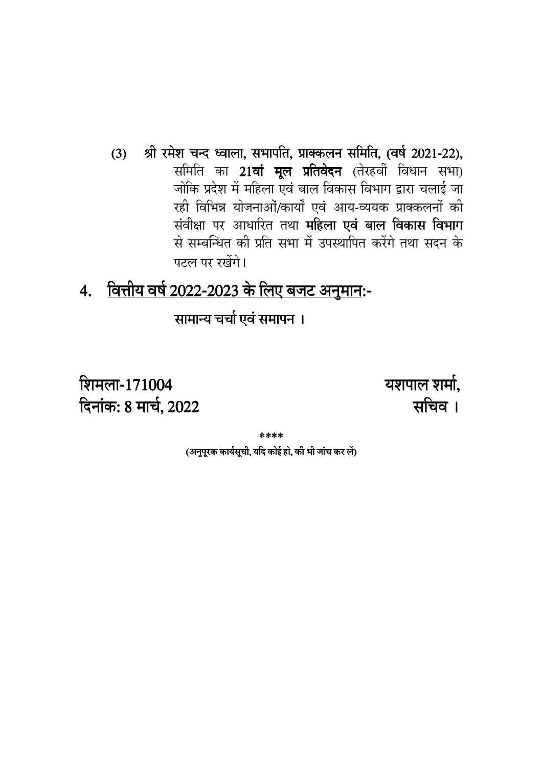(3) **श्री रमेश चन्द ध्वाला, सभापति, प्राक्कलन समिति, (वर्ष 2021-22),** समिति का **21वां मूल प्रतिवेदन** (तेरहवीं विधान सभा) जोकि प्रदेश में महिला एवं बाल विकास विभाग द्वारा चलाई जा रही विभिन्न योजनाओं/कार्यों एवं आय-व्ययक प्राक्कलनों की संवीक्षा पर आधारित तथा **महिला एवं बाल विकास विभाग** से सम्बन्धित की प्रति सभा में उपस्थापित करेंगे तथा सदन के पटल पर रखेंगे।

## 4. <u>वित्तीय वर्ष 2022-2023 के लिए बजट अनुमान</u>:-

सामान्य चर्चा एवं समापन ।

शिमला-171004
दिनांक: 8 मार्च, 2022

यशपाल शर्मा,
सचिव ।

****

(अनुपूरक कार्यसूची, यदि कोई हो, की भी जांच कर लें)